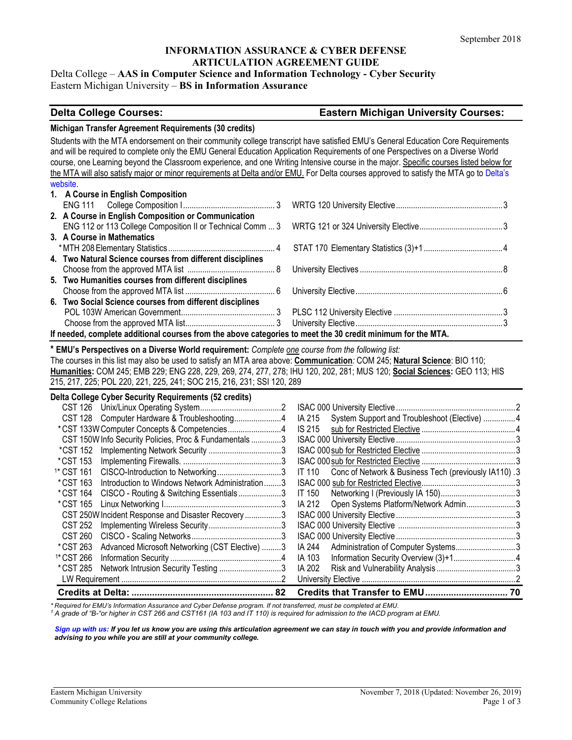September 2018

# INFORMATION ASSURANCE & CYBER DEFENSE ARTICULATION AGREEMENT GUIDE

Delta College – **AAS in Computer Science and Information Technology - Cyber Security**
Eastern Michigan University – **BS in Information Assurance**

| **Delta College Courses:** | | **Eastern Michigan University Courses:** | |
|---|---|---|---|

## Michigan Transfer Agreement Requirements (30 credits)

Students with the MTA endorsement on their community college transcript have satisfied EMU's General Education Core Requirements and will be required to complete only the EMU General Education Application Requirements of one Perspectives on a Diverse World course, one Learning beyond the Classroom experience, and one Writing Intensive course in the major. Specific courses listed below for the MTA will also satisfy major or minor requirements at Delta and/or EMU. For Delta courses approved to satisfy the MTA go to Delta's website.

| Delta College Courses | Credits | Eastern Michigan University Courses | Credits |
|---|---|---|---|
| **1. A Course in English Composition** | | | |
| ENG 111 College Composition I | 3 | WRTG 120 University Elective | 3 |
| **2. A Course in English Composition or Communication** | | | |
| ENG 112 or 113 College Composition II or Technical Comm | 3 | WRTG 121 or 324 University Elective | 3 |
| **3. A Course in Mathematics** | | | |
| *MTH 208 Elementary Statistics | 4 | STAT 170 Elementary Statistics (3)+1 | 4 |
| **4. Two Natural Science courses from different disciplines** | | | |
| Choose from the approved MTA list | 8 | University Electives | 8 |
| **5. Two Humanities courses from different disciplines** | | | |
| Choose from the approved MTA list | 6 | University Elective | 6 |
| **6. Two Social Science courses from different disciplines** | | | |
| POL 103W American Government | 3 | PLSC 112 University Elective | 3 |
| Choose from the approved MTA list | 3 | University Elective | 3 |

**If needed, complete additional courses from the above categories to meet the 30 credit minimum for the MTA.**

**\* EMU's Perspectives on a Diverse World requirement:** *Complete one course from the following list:*
The courses in this list may also be used to satisfy an MTA area above: **Communication**: COM 245; **Natural Science**: BIO 110; **Humanities:** COM 245; EMB 229; ENG 228, 229, 269, 274, 277, 278; IHU 120, 202, 281; MUS 120; **Social Sciences:** GEO 113; HIS 215, 217, 225; POL 220, 221, 225, 241; SOC 215, 216, 231; SSI 120, 289

## Delta College Cyber Security Requirements (52 credits)

| Delta College Courses | Credits | Eastern Michigan University Courses | Credits |
|---|---|---|---|
| CST 126 Unix/Linux Operating System | 2 | ISAC 000 University Elective | 2 |
| CST 128 Computer Hardware & Troubleshooting | 4 | IA 215 System Support and Troubleshoot (Elective) | 4 |
| *CST 133W Computer Concepts & Competencies | 4 | IS 215 sub for Restricted Elective | 4 |
| CST 150W Info Security Policies, Proc & Fundamentals | 3 | ISAC 000 University Elective | 3 |
| *CST 152 Implementing Network Security | 3 | ISAC 000 sub for Restricted Elective | 3 |
| *CST 153 Implementing Firewalls. | 3 | ISAC 000 sub for Restricted Elective | 3 |
| 1* CST 161 CISCO-Introduction to Networking | 3 | IT 110 Conc of Network & Business Tech (previously IA110) | 3 |
| *CST 163 Introduction to Windows Network Administration | 3 | ISAC 000 sub for Restricted Elective | 3 |
| *CST 164 CISCO - Routing & Switching Essentials | 3 | IT 150 Networking I (Previously IA 150) | 3 |
| *CST 165 Linux Networking I | 3 | IA 212 Open Systems Platform/Network Admin | 3 |
| CST 250W Incident Response and Disaster Recovery | 3 | ISAC 000 University Elective | 3 |
| CST 252 Implementing Wireless Security | 3 | ISAC 000 University Elective | 3 |
| CST 260 CISCO - Scaling Networks | 3 | ISAC 000 University Elective | 3 |
| *CST 263 Advanced Microsoft Networking (CST Elective) | 3 | IA 244 Administration of Computer Systems | 3 |
| 1* CST 266 Information Security | 4 | IA 103 Information Security Overview (3)+1 | 4 |
| *CST 285 Network Intrusion Security Testing | 3 | IA 202 Risk and Vulnerability Analysis | 3 |
| LW Requirement | 2 | University Elective | 2 |
| **Credits at Delta:** | **82** | **Credits that Transfer to EMU** | **70** |

*\* Required for EMU's Information Assurance and Cyber Defense program. If not transferred, must be completed at EMU.*
*[1] A grade of "B-"or higher in CST 266 and CST161 (IA 103 and IT 110) is required for admission to the IACD program at EMU.*

***Sign up with us:* If you let us know you are using this articulation agreement we can stay in touch with you and provide information and advising to you while you are still at your community college.**

Eastern Michigan University
Community College Relations

November 7, 2018 (Updated: November 26, 2019)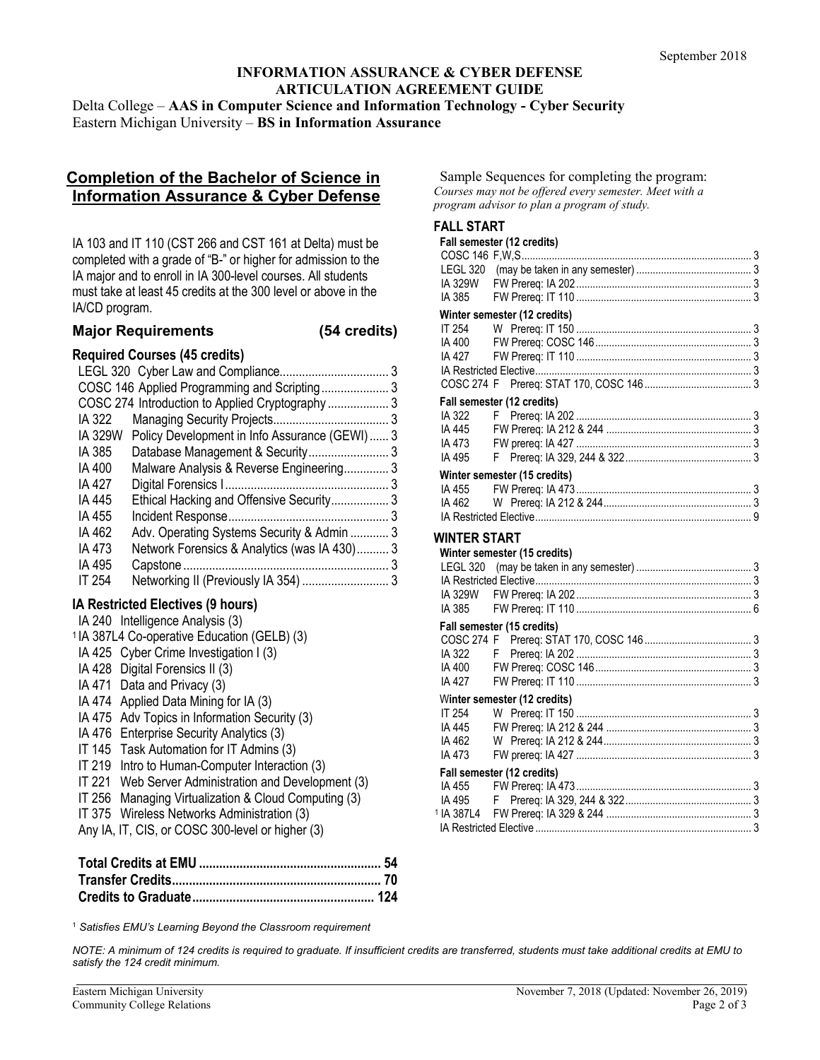September 2018

**INFORMATION ASSURANCE & CYBER DEFENSE**
**ARTICULATION AGREEMENT GUIDE**

Delta College – **AAS in Computer Science and Information Technology - Cyber Security**
Eastern Michigan University – **BS in Information Assurance**

## Completion of the Bachelor of Science in Information Assurance & Cyber Defense

IA 103 and IT 110 (CST 266 and CST 161 at Delta) must be completed with a grade of "B-" or higher for admission to the IA major and to enroll in IA 300-level courses. All students must take at least 45 credits at the 300 level or above in the IA/CD program.

### Major Requirements (54 credits)

#### Required Courses (45 credits)

| Course | Title | Credits |
|---|---|---|
| LEGL 320 | Cyber Law and Compliance | 3 |
| COSC 146 | Applied Programming and Scripting | 3 |
| COSC 274 | Introduction to Applied Cryptography | 3 |
| IA 322 | Managing Security Projects | 3 |
| IA 329W | Policy Development in Info Assurance (GEWI) | 3 |
| IA 385 | Database Management & Security | 3 |
| IA 400 | Malware Analysis & Reverse Engineering | 3 |
| IA 427 | Digital Forensics I | 3 |
| IA 445 | Ethical Hacking and Offensive Security | 3 |
| IA 455 | Incident Response | 3 |
| IA 462 | Adv. Operating Systems Security & Admin | 3 |
| IA 473 | Network Forensics & Analytics (was IA 430) | 3 |
| IA 495 | Capstone | 3 |
| IT 254 | Networking II (Previously IA 354) | 3 |

#### IA Restricted Electives (9 hours)

- IA 240 Intelligence Analysis (3)
- [1] IA 387L4 Co-operative Education (GELB) (3)
- IA 425 Cyber Crime Investigation I (3)
- IA 428 Digital Forensics II (3)
- IA 471 Data and Privacy (3)
- IA 474 Applied Data Mining for IA (3)
- IA 475 Adv Topics in Information Security (3)
- IA 476 Enterprise Security Analytics (3)
- IT 145 Task Automation for IT Admins (3)
- IT 219 Intro to Human-Computer Interaction (3)
- IT 221 Web Server Administration and Development (3)
- IT 256 Managing Virtualization & Cloud Computing (3)
- IT 375 Wireless Networks Administration (3)
- Any IA, IT, CIS, or COSC 300-level or higher (3)

| | |
|---|---|
| **Total Credits at EMU** | **54** |
| **Transfer Credits** | **70** |
| **Credits to Graduate** | **124** |

[1] *Satisfies EMU's Learning Beyond the Classroom requirement*

Sample Sequences for completing the program:
*Courses may not be offered every semester. Meet with a program advisor to plan a program of study.*

### FALL START

**Fall semester (12 credits)**

| Course | Offered / Prerequisite | Credits |
|---|---|---|
| COSC 146 | F,W,S | 3 |
| LEGL 320 | (may be taken in any semester) | 3 |
| IA 329W | FW Prereq: IA 202 | 3 |
| IA 385 | FW Prereq: IT 110 | 3 |

**Winter semester (12 credits)**

| Course | Offered / Prerequisite | Credits |
|---|---|---|
| IT 254 | W Prereq: IT 150 | 3 |
| IA 400 | FW Prereq: COSC 146 | 3 |
| IA 427 | FW Prereq: IT 110 | 3 |
| IA Restricted Elective | | 3 |
| COSC 274 | F Prereq: STAT 170, COSC 146 | 3 |

**Fall semester (12 credits)**

| Course | Offered / Prerequisite | Credits |
|---|---|---|
| IA 322 | F Prereq: IA 202 | 3 |
| IA 445 | FW Prereq: IA 212 & 244 | 3 |
| IA 473 | FW prereq: IA 427 | 3 |
| IA 495 | F Prereq: IA 329, 244 & 322 | 3 |

**Winter semester (15 credits)**

| Course | Offered / Prerequisite | Credits |
|---|---|---|
| IA 455 | FW Prereq: IA 473 | 3 |
| IA 462 | W Prereq: IA 212 & 244 | 3 |
| IA Restricted Elective | | 9 |

### WINTER START

**Winter semester (15 credits)**

| Course | Offered / Prerequisite | Credits |
|---|---|---|
| LEGL 320 | (may be taken in any semester) | 3 |
| IA Restricted Elective | | 3 |
| IA 329W | FW Prereq: IA 202 | 3 |
| IA 385 | FW Prereq: IT 110 | 6 |

**Fall semester (15 credits)**

| Course | Offered / Prerequisite | Credits |
|---|---|---|
| COSC 274 | F Prereq: STAT 170, COSC 146 | 3 |
| IA 322 | F Prereq: IA 202 | 3 |
| IA 400 | FW Prereq: COSC 146 | 3 |
| IA 427 | FW Prereq: IT 110 | 3 |

**Winter semester (12 credits)**

| Course | Offered / Prerequisite | Credits |
|---|---|---|
| IT 254 | W Prereq: IT 150 | 3 |
| IA 445 | FW Prereq: IA 212 & 244 | 3 |
| IA 462 | W Prereq: IA 212 & 244 | 3 |
| IA 473 | FW prereq: IA 427 | 3 |

**Fall semester (12 credits)**

| Course | Offered / Prerequisite | Credits |
|---|---|---|
| IA 455 | FW Prereq: IA 473 | 3 |
| IA 495 | F Prereq: IA 329, 244 & 322 | 3 |
| [1] IA 387L4 | FW Prereq: IA 329 & 244 | 3 |
| IA Restricted Elective | | 3 |

*NOTE: A minimum of 124 credits is required to graduate. If insufficient credits are transferred, students must take additional credits at EMU to satisfy the 124 credit minimum.*

Eastern Michigan University
Community College Relations

November 7, 2018 (Updated: November 26, 2019)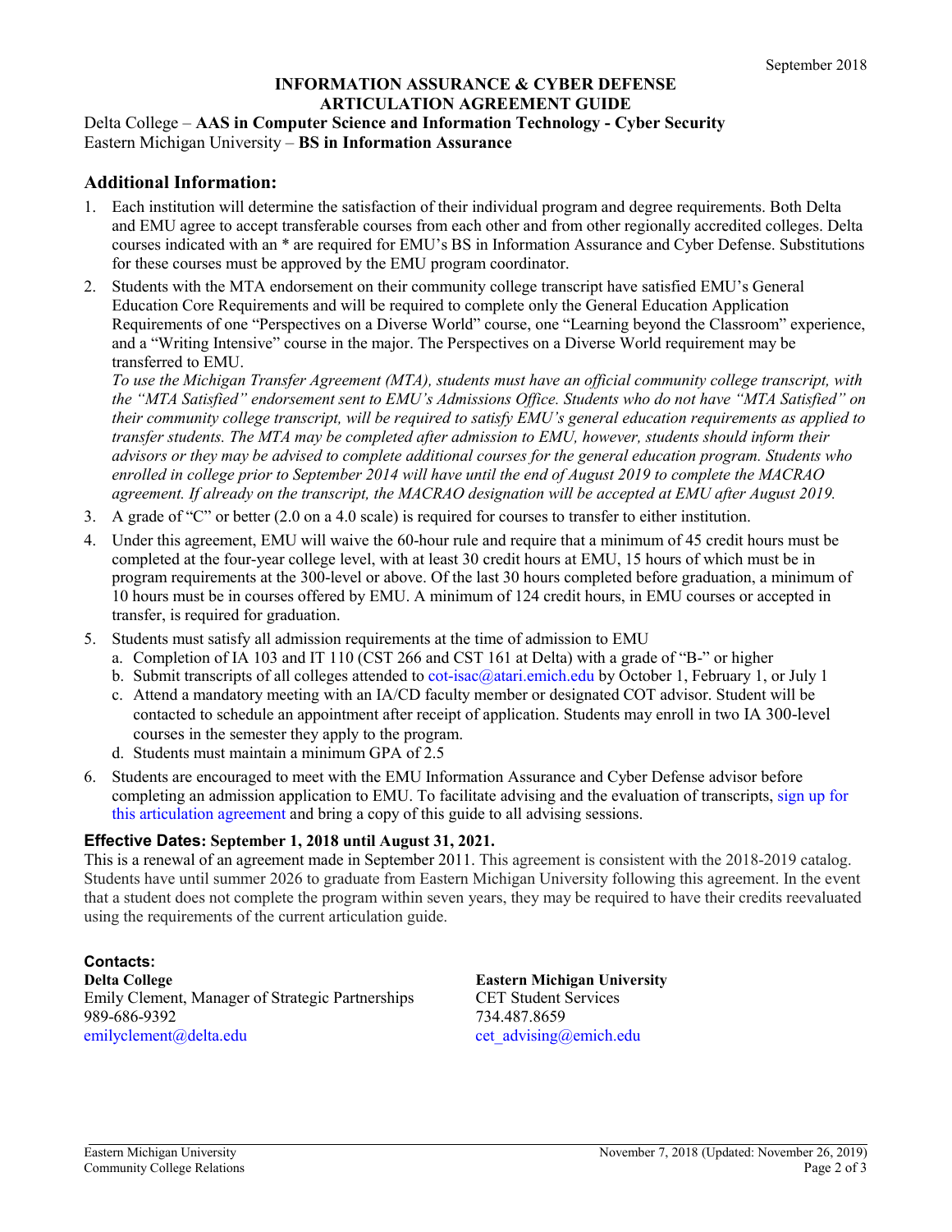September 2018

**INFORMATION ASSURANCE & CYBER DEFENSE**
**ARTICULATION AGREEMENT GUIDE**

Delta College – **AAS in Computer Science and Information Technology - Cyber Security**
Eastern Michigan University – **BS in Information Assurance**

## Additional Information:

1. Each institution will determine the satisfaction of their individual program and degree requirements. Both Delta and EMU agree to accept transferable courses from each other and from other regionally accredited colleges. Delta courses indicated with an * are required for EMU's BS in Information Assurance and Cyber Defense. Substitutions for these courses must be approved by the EMU program coordinator.
2. Students with the MTA endorsement on their community college transcript have satisfied EMU's General Education Core Requirements and will be required to complete only the General Education Application Requirements of one "Perspectives on a Diverse World" course, one "Learning beyond the Classroom" experience, and a "Writing Intensive" course in the major. The Perspectives on a Diverse World requirement may be transferred to EMU.
   *To use the Michigan Transfer Agreement (MTA), students must have an official community college transcript, with the "MTA Satisfied" endorsement sent to EMU's Admissions Office. Students who do not have "MTA Satisfied" on their community college transcript, will be required to satisfy EMU's general education requirements as applied to transfer students. The MTA may be completed after admission to EMU, however, students should inform their advisors or they may be advised to complete additional courses for the general education program. Students who enrolled in college prior to September 2014 will have until the end of August 2019 to complete the MACRAO agreement. If already on the transcript, the MACRAO designation will be accepted at EMU after August 2019.*
3. A grade of "C" or better (2.0 on a 4.0 scale) is required for courses to transfer to either institution.
4. Under this agreement, EMU will waive the 60-hour rule and require that a minimum of 45 credit hours must be completed at the four-year college level, with at least 30 credit hours at EMU, 15 hours of which must be in program requirements at the 300-level or above. Of the last 30 hours completed before graduation, a minimum of 10 hours must be in courses offered by EMU. A minimum of 124 credit hours, in EMU courses or accepted in transfer, is required for graduation.
5. Students must satisfy all admission requirements at the time of admission to EMU
   a. Completion of IA 103 and IT 110 (CST 266 and CST 161 at Delta) with a grade of "B-" or higher
   b. Submit transcripts of all colleges attended to cot-isac@atari.emich.edu by October 1, February 1, or July 1
   c. Attend a mandatory meeting with an IA/CD faculty member or designated COT advisor. Student will be contacted to schedule an appointment after receipt of application. Students may enroll in two IA 300-level courses in the semester they apply to the program.
   d. Students must maintain a minimum GPA of 2.5
6. Students are encouraged to meet with the EMU Information Assurance and Cyber Defense advisor before completing an admission application to EMU. To facilitate advising and the evaluation of transcripts, sign up for this articulation agreement and bring a copy of this guide to all advising sessions.

### Effective Dates: September 1, 2018 until August 31, 2021.

This is a renewal of an agreement made in September 2011. This agreement is consistent with the 2018-2019 catalog. Students have until summer 2026 to graduate from Eastern Michigan University following this agreement. In the event that a student does not complete the program within seven years, they may be required to have their credits reevaluated using the requirements of the current articulation guide.

### Contacts:

**Delta College**
Emily Clement, Manager of Strategic Partnerships
989-686-9392
emilyclement@delta.edu

**Eastern Michigan University**
CET Student Services
734.487.8659
cet_advising@emich.edu